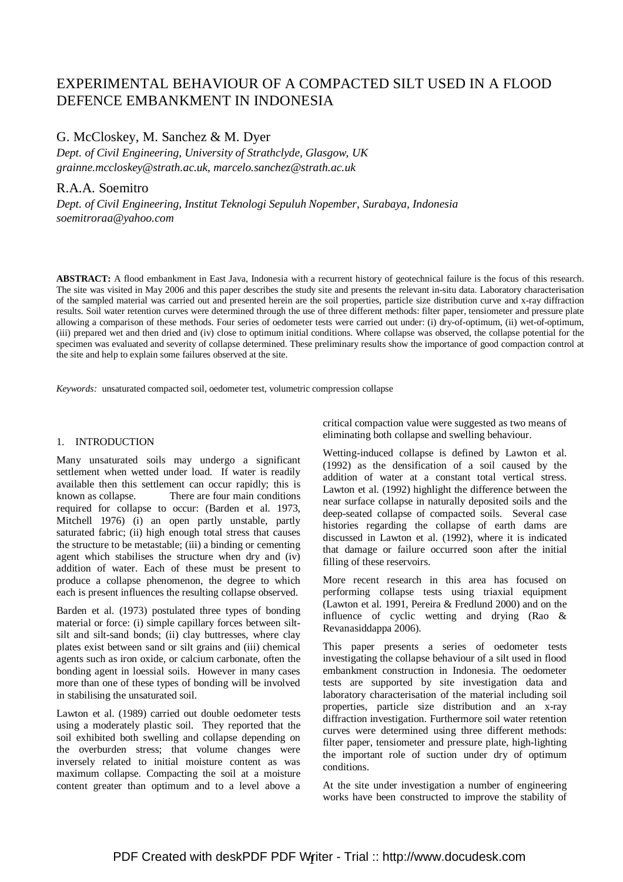# EXPERIMENTAL BEHAVIOUR OF A COMPACTED SILT USED IN A FLOOD DEFENCE EMBANKMENT IN INDONESIA

G. McCloskey, M. Sanchez & M. Dyer

*Dept. of Civil Engineering, University of Strathclyde, Glasgow, UK*
*grainne.mccloskey@strath.ac.uk, marcelo.sanchez@strath.ac.uk*

R.A.A. Soemitro

*Dept. of Civil Engineering, Institut Teknologi Sepuluh Nopember, Surabaya, Indonesia*
*soemitroraa@yahoo.com*

**ABSTRACT:** A flood embankment in East Java, Indonesia with a recurrent history of geotechnical failure is the focus of this research. The site was visited in May 2006 and this paper describes the study site and presents the relevant in-situ data. Laboratory characterisation of the sampled material was carried out and presented herein are the soil properties, particle size distribution curve and x-ray diffraction results. Soil water retention curves were determined through the use of three different methods: filter paper, tensiometer and pressure plate allowing a comparison of these methods. Four series of oedometer tests were carried out under: (i) dry-of-optimum, (ii) wet-of-optimum, (iii) prepared wet and then dried and (iv) close to optimum initial conditions. Where collapse was observed, the collapse potential for the specimen was evaluated and severity of collapse determined. These preliminary results show the importance of good compaction control at the site and help to explain some failures observed at the site.

*Keywords:* unsaturated compacted soil, oedometer test, volumetric compression collapse

## 1. INTRODUCTION

Many unsaturated soils may undergo a significant settlement when wetted under load. If water is readily available then this settlement can occur rapidly; this is known as collapse. There are four main conditions required for collapse to occur: (Barden et al. 1973, Mitchell 1976) (i) an open partly unstable, partly saturated fabric; (ii) high enough total stress that causes the structure to be metastable; (iii) a binding or cementing agent which stabilises the structure when dry and (iv) addition of water. Each of these must be present to produce a collapse phenomenon, the degree to which each is present influences the resulting collapse observed.

Barden et al. (1973) postulated three types of bonding material or force: (i) simple capillary forces between silt-silt and silt-sand bonds; (ii) clay buttresses, where clay plates exist between sand or silt grains and (iii) chemical agents such as iron oxide, or calcium carbonate, often the bonding agent in loessial soils. However in many cases more than one of these types of bonding will be involved in stabilising the unsaturated soil.

Lawton et al. (1989) carried out double oedometer tests using a moderately plastic soil. They reported that the soil exhibited both swelling and collapse depending on the overburden stress; that volume changes were inversely related to initial moisture content as was maximum collapse. Compacting the soil at a moisture content greater than optimum and to a level above a critical compaction value were suggested as two means of eliminating both collapse and swelling behaviour.

Wetting-induced collapse is defined by Lawton et al. (1992) as the densification of a soil caused by the addition of water at a constant total vertical stress. Lawton et al. (1992) highlight the difference between the near surface collapse in naturally deposited soils and the deep-seated collapse of compacted soils. Several case histories regarding the collapse of earth dams are discussed in Lawton et al. (1992), where it is indicated that damage or failure occurred soon after the initial filling of these reservoirs.

More recent research in this area has focused on performing collapse tests using triaxial equipment (Lawton et al. 1991, Pereira & Fredlund 2000) and on the influence of cyclic wetting and drying (Rao & Revanasiddappa 2006).

This paper presents a series of oedometer tests investigating the collapse behaviour of a silt used in flood embankment construction in Indonesia. The oedometer tests are supported by site investigation data and laboratory characterisation of the material including soil properties, particle size distribution and an x-ray diffraction investigation. Furthermore soil water retention curves were determined using three different methods: filter paper, tensiometer and pressure plate, high-lighting the important role of suction under dry of optimum conditions.

At the site under investigation a number of engineering works have been constructed to improve the stability of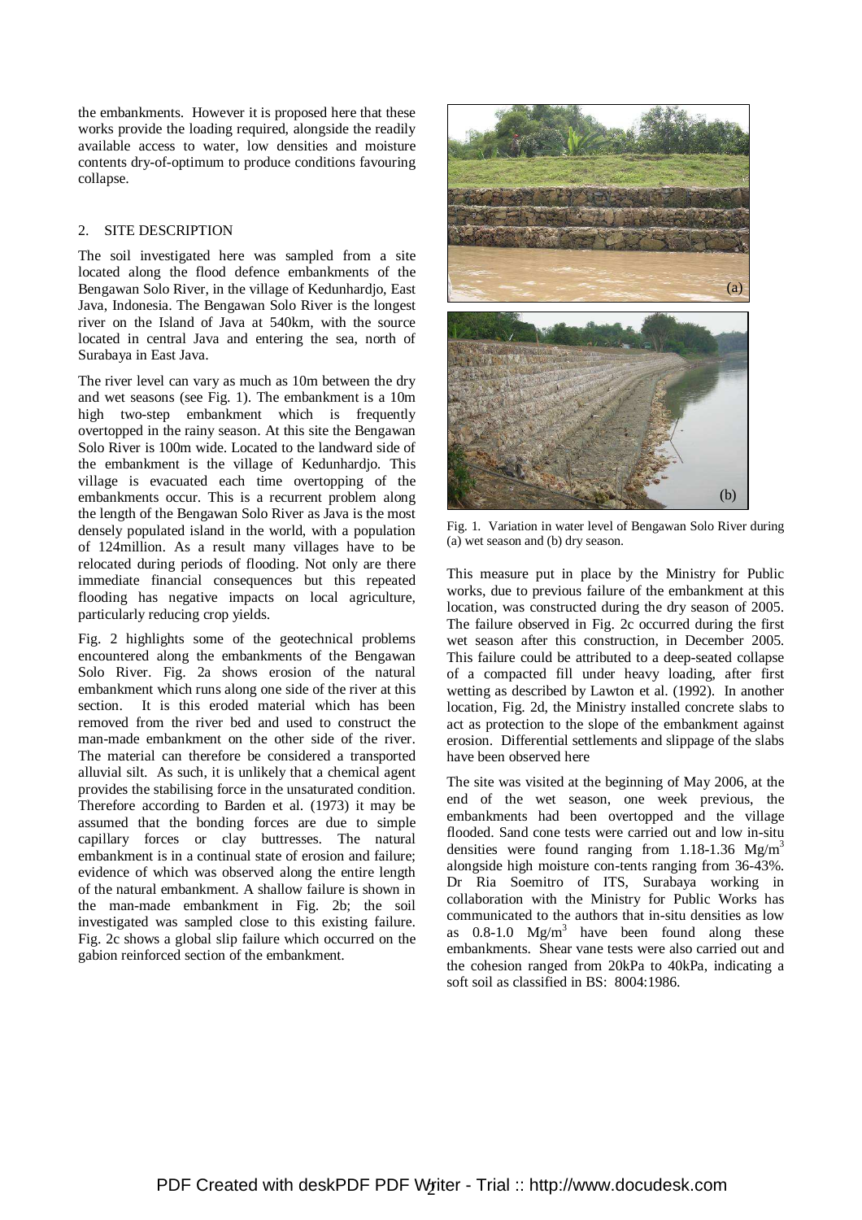the embankments. However it is proposed here that these works provide the loading required, alongside the readily available access to water, low densities and moisture contents dry-of-optimum to produce conditions favouring collapse.

## 2. SITE DESCRIPTION

The soil investigated here was sampled from a site located along the flood defence embankments of the Bengawan Solo River, in the village of Kedunhardjo, East Java, Indonesia. The Bengawan Solo River is the longest river on the Island of Java at 540km, with the source located in central Java and entering the sea, north of Surabaya in East Java.

The river level can vary as much as 10m between the dry and wet seasons (see Fig. 1). The embankment is a 10m high two-step embankment which is frequently overtopped in the rainy season. At this site the Bengawan Solo River is 100m wide. Located to the landward side of the embankment is the village of Kedunhardjo. This village is evacuated each time overtopping of the embankments occur. This is a recurrent problem along the length of the Bengawan Solo River as Java is the most densely populated island in the world, with a population of 124million. As a result many villages have to be relocated during periods of flooding. Not only are there immediate financial consequences but this repeated flooding has negative impacts on local agriculture, particularly reducing crop yields.

Fig. 2 highlights some of the geotechnical problems encountered along the embankments of the Bengawan Solo River. Fig. 2a shows erosion of the natural embankment which runs along one side of the river at this section. It is this eroded material which has been removed from the river bed and used to construct the man-made embankment on the other side of the river. The material can therefore be considered a transported alluvial silt. As such, it is unlikely that a chemical agent provides the stabilising force in the unsaturated condition. Therefore according to Barden et al. (1973) it may be assumed that the bonding forces are due to simple capillary forces or clay buttresses. The natural embankment is in a continual state of erosion and failure; evidence of which was observed along the entire length of the natural embankment. A shallow failure is shown in the man-made embankment in Fig. 2b; the soil investigated was sampled close to this existing failure. Fig. 2c shows a global slip failure which occurred on the gabion reinforced section of the embankment.

Fig. 1. Variation in water level of Bengawan Solo River during (a) wet season and (b) dry season.

This measure put in place by the Ministry for Public works, due to previous failure of the embankment at this location, was constructed during the dry season of 2005. The failure observed in Fig. 2c occurred during the first wet season after this construction, in December 2005. This failure could be attributed to a deep-seated collapse of a compacted fill under heavy loading, after first wetting as described by Lawton et al. (1992). In another location, Fig. 2d, the Ministry installed concrete slabs to act as protection to the slope of the embankment against erosion. Differential settlements and slippage of the slabs have been observed here

The site was visited at the beginning of May 2006, at the end of the wet season, one week previous, the embankments had been overtopped and the village flooded. Sand cone tests were carried out and low in-situ densities were found ranging from 1.18-1.36 $Mg/m^3$ alongside high moisture con-tents ranging from 36-43%. Dr Ria Soemitro of ITS, Surabaya working in collaboration with the Ministry for Public Works has communicated to the authors that in-situ densities as low as 0.8-1.0 $Mg/m^3$ have been found along these embankments. Shear vane tests were also carried out and the cohesion ranged from 20kPa to 40kPa, indicating a soft soil as classified in BS: 8004:1986.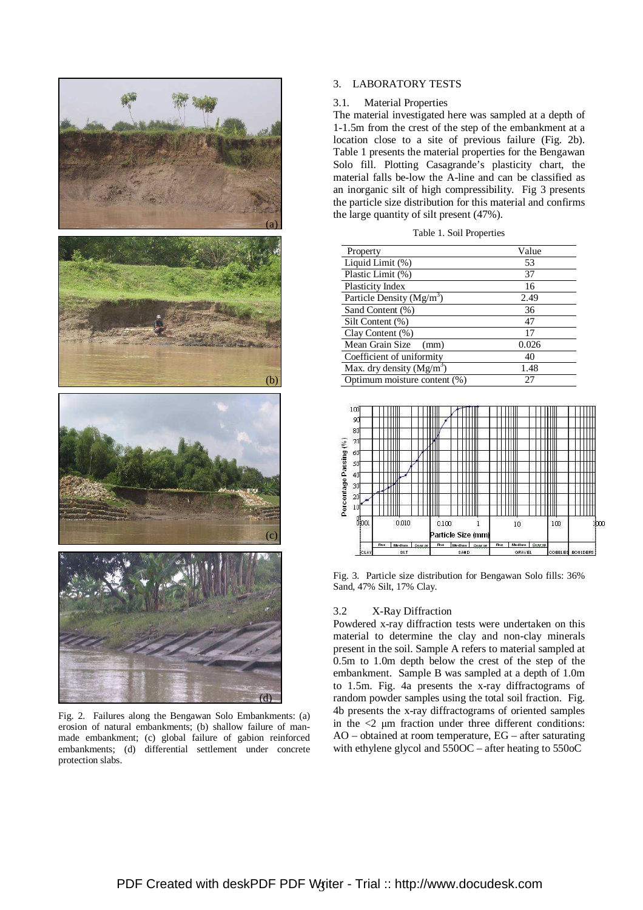Fig. 2. Failures along the Bengawan Solo Embankments: (a) erosion of natural embankments; (b) shallow failure of man-made embankment; (c) global failure of gabion reinforced embankments; (d) differential settlement under concrete protection slabs.

## 3. LABORATORY TESTS

### 3.1. Material Properties

The material investigated here was sampled at a depth of 1-1.5m from the crest of the step of the embankment at a location close to a site of previous failure (Fig. 2b). Table 1 presents the material properties for the Bengawan Solo fill. Plotting Casagrande's plasticity chart, the material falls be-low the A-line and can be classified as an inorganic silt of high compressibility. Fig 3 presents the particle size distribution for this material and confirms the large quantity of silt present (47%).

Table 1. Soil Properties

| Property | Value |
|---|---|
| Liquid Limit (%) | 53 |
| Plastic Limit (%) | 37 |
| Plasticity Index | 16 |
| Particle Density ($Mg/m^3$) | 2.49 |
| Sand Content (%) | 36 |
| Silt Content (%) | 47 |
| Clay Content (%) | 17 |
| Mean Grain Size (mm) | 0.026 |
| Coefficient of uniformity | 40 |
| Max. dry density ($Mg/m^3$) | 1.48 |
| Optimum moisture content (%) | 27 |

Fig. 3. Particle size distribution for Bengawan Solo fills: 36% Sand, 47% Silt, 17% Clay.

### 3.2 X-Ray Diffraction

Powdered x-ray diffraction tests were undertaken on this material to determine the clay and non-clay minerals present in the soil. Sample A refers to material sampled at 0.5m to 1.0m depth below the crest of the step of the embankment. Sample B was sampled at a depth of 1.0m to 1.5m. Fig. 4a presents the x-ray diffractograms of random powder samples using the total soil fraction. Fig. 4b presents the x-ray diffractograms of oriented samples in the <2 μm fraction under three different conditions: AO – obtained at room temperature, EG – after saturating with ethylene glycol and 550OC – after heating to 550oC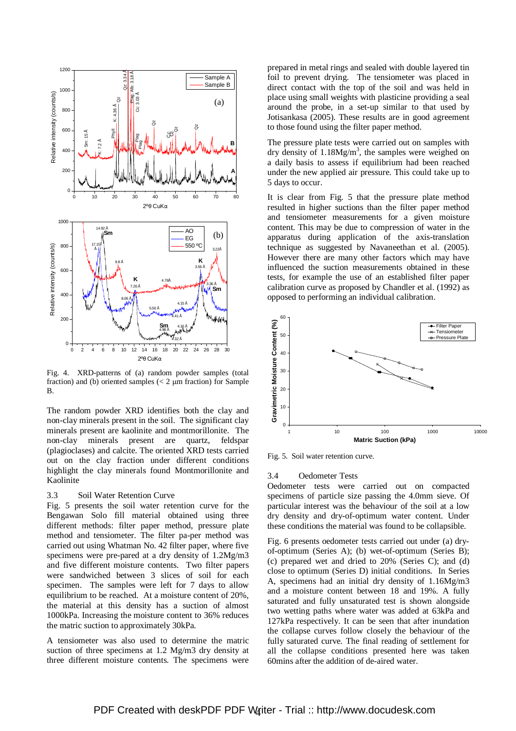Fig. 4. XRD-patterns of (a) random powder samples (total fraction) and (b) oriented samples (< 2 μm fraction) for Sample B.

The random powder XRD identifies both the clay and non-clay minerals present in the soil. The significant clay minerals present are kaolinite and montmorillonite. The non-clay minerals present are quartz, feldspar (plagioclases) and calcite. The oriented XRD tests carried out on the clay fraction under different conditions highlight the clay minerals found Montmorillonite and Kaolinite

### 3.3 Soil Water Retention Curve

Fig. 5 presents the soil water retention curve for the Bengawan Solo fill material obtained using three different methods: filter paper method, pressure plate method and tensiometer. The filter pa-per method was carried out using Whatman No. 42 filter paper, where five specimens were pre-pared at a dry density of 1.2Mg/m3 and five different moisture contents. Two filter papers were sandwiched between 3 slices of soil for each specimen. The samples were left for 7 days to allow equilibrium to be reached. At a moisture content of 20%, the material at this density has a suction of almost 1000kPa. Increasing the moisture content to 36% reduces the matric suction to approximately 30kPa.

A tensiometer was also used to determine the matric suction of three specimens at 1.2 Mg/m3 dry density at three different moisture contents. The specimens were prepared in metal rings and sealed with double layered tin foil to prevent drying. The tensiometer was placed in direct contact with the top of the soil and was held in place using small weights with plasticine providing a seal around the probe, in a set-up similar to that used by Jotisankasa (2005). These results are in good agreement to those found using the filter paper method.

The pressure plate tests were carried out on samples with dry density of $1.18 Mg/m^3$, the samples were weighed on a daily basis to assess if equilibrium had been reached under the new applied air pressure. This could take up to 5 days to occur.

It is clear from Fig. 5 that the pressure plate method resulted in higher suctions than the filter paper method and tensiometer measurements for a given moisture content. This may be due to compression of water in the apparatus during application of the axis-translation technique as suggested by Navaneethan et al. (2005). However there are many other factors which may have influenced the suction measurements obtained in these tests, for example the use of an established filter paper calibration curve as proposed by Chandler et al. (1992) as opposed to performing an individual calibration.

Fig. 5. Soil water retention curve.

### 3.4 Oedometer Tests

Oedometer tests were carried out on compacted specimens of particle size passing the 4.0mm sieve. Of particular interest was the behaviour of the soil at a low dry density and dry-of-optimum water content. Under these conditions the material was found to be collapsible.

Fig. 6 presents oedometer tests carried out under (a) dry-of-optimum (Series A); (b) wet-of-optimum (Series B); (c) prepared wet and dried to 20% (Series C); and (d) close to optimum (Series D) initial conditions. In Series A, specimens had an initial dry density of 1.16Mg/m3 and a moisture content between 18 and 19%. A fully saturated and fully unsaturated test is shown alongside two wetting paths where water was added at 63kPa and 127kPa respectively. It can be seen that after inundation the collapse curves follow closely the behaviour of the fully saturated curve. The final reading of settlement for all the collapse conditions presented here was taken 60mins after the addition of de-aired water.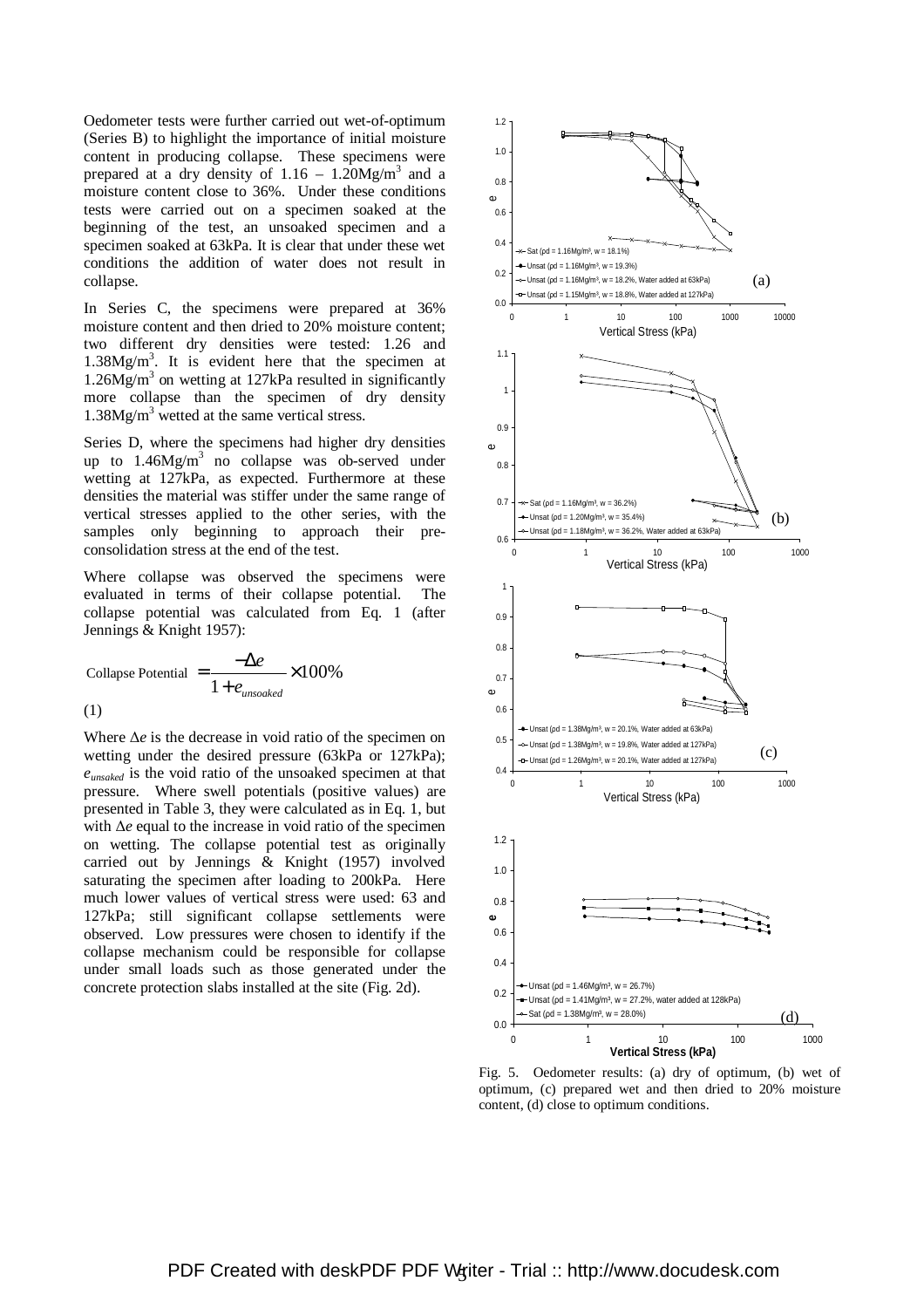Oedometer tests were further carried out wet-of-optimum (Series B) to highlight the importance of initial moisture content in producing collapse. These specimens were prepared at a dry density of 1.16 – 1.20Mg/m$^3$ and a moisture content close to 36%. Under these conditions tests were carried out on a specimen soaked at the beginning of the test, an unsoaked specimen and a specimen soaked at 63kPa. It is clear that under these wet conditions the addition of water does not result in collapse.

In Series C, the specimens were prepared at 36% moisture content and then dried to 20% moisture content; two different dry densities were tested: 1.26 and 1.38Mg/m$^3$. It is evident here that the specimen at 1.26Mg/m$^3$ on wetting at 127kPa resulted in significantly more collapse than the specimen of dry density 1.38Mg/m$^3$ wetted at the same vertical stress.

Series D, where the specimens had higher dry densities up to 1.46Mg/m$^3$ no collapse was ob-served under wetting at 127kPa, as expected. Furthermore at these densities the material was stiffer under the same range of vertical stresses applied to the other series, with the samples only beginning to approach their pre-consolidation stress at the end of the test.

Where collapse was observed the specimens were evaluated in terms of their collapse potential. The collapse potential was calculated from Eq. 1 (after Jennings & Knight 1957):

$$\text{Collapse Potential} = \frac{-\Delta e}{1 + e_{unsoaked}} \times 100\% \qquad (1)$$

Where $\Delta e$ is the decrease in void ratio of the specimen on wetting under the desired pressure (63kPa or 127kPa); $e_{unsaked}$ is the void ratio of the unsoaked specimen at that pressure. Where swell potentials (positive values) are presented in Table 3, they were calculated as in Eq. 1, but with $\Delta e$ equal to the increase in void ratio of the specimen on wetting. The collapse potential test as originally carried out by Jennings & Knight (1957) involved saturating the specimen after loading to 200kPa. Here much lower values of vertical stress were used: 63 and 127kPa; still significant collapse settlements were observed. Low pressures were chosen to identify if the collapse mechanism could be responsible for collapse under small loads such as those generated under the concrete protection slabs installed at the site (Fig. 2d).

Fig. 5. Oedometer results: (a) dry of optimum, (b) wet of optimum, (c) prepared wet and then dried to 20% moisture content, (d) close to optimum conditions.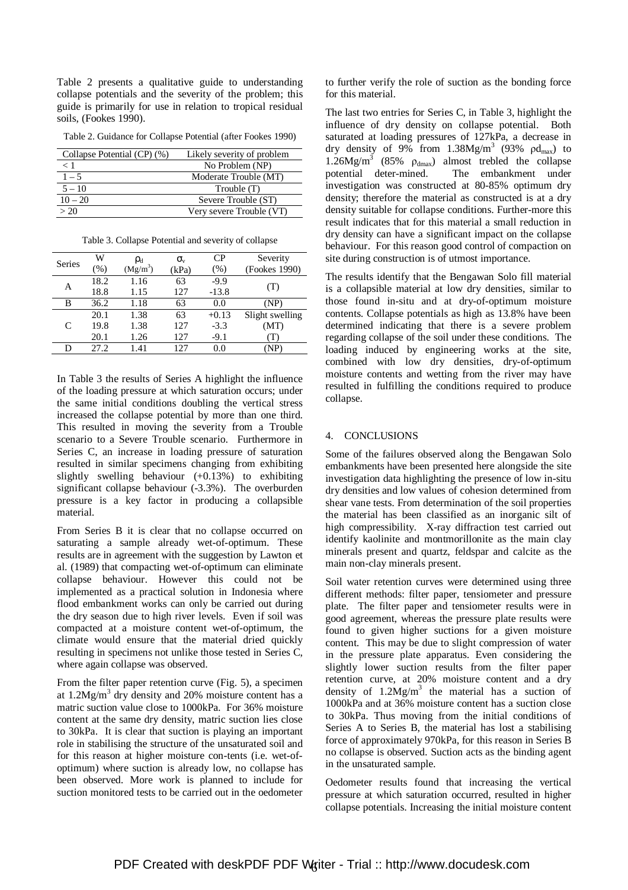Table 2 presents a qualitative guide to understanding collapse potentials and the severity of the problem; this guide is primarily for use in relation to tropical residual soils, (Fookes 1990).

Table 2. Guidance for Collapse Potential (after Fookes 1990)

| Collapse Potential (CP) (%) | Likely severity of problem |
|---|---|
| < 1 | No Problem (NP) |
| 1 – 5 | Moderate Trouble (MT) |
| 5 – 10 | Trouble (T) |
| 10 – 20 | Severe Trouble (ST) |
| > 20 | Very severe Trouble (VT) |

Table 3. Collapse Potential and severity of collapse

| Series | W (%) | $\rho_d$ ($Mg/m^3$) | $\sigma_v$ (kPa) | CP (%) | Severity (Fookes 1990) |
|---|---|---|---|---|---|
| A | 18.2 | 1.16 | 63 | -9.9 | (T) |
| | 18.8 | 1.15 | 127 | -13.8 | |
| B | 36.2 | 1.18 | 63 | 0.0 | (NP) |
| C | 20.1 | 1.38 | 63 | +0.13 | Slight swelling |
| | 19.8 | 1.38 | 127 | -3.3 | (MT) |
| | 20.1 | 1.26 | 127 | -9.1 | (T) |
| D | 27.2 | 1.41 | 127 | 0.0 | (NP) |

In Table 3 the results of Series A highlight the influence of the loading pressure at which saturation occurs; under the same initial conditions doubling the vertical stress increased the collapse potential by more than one third. This resulted in moving the severity from a Trouble scenario to a Severe Trouble scenario. Furthermore in Series C, an increase in loading pressure of saturation resulted in similar specimens changing from exhibiting slightly swelling behaviour (+0.13%) to exhibiting significant collapse behaviour (-3.3%). The overburden pressure is a key factor in producing a collapsible material.

From Series B it is clear that no collapse occurred on saturating a sample already wet-of-optimum. These results are in agreement with the suggestion by Lawton et al. (1989) that compacting wet-of-optimum can eliminate collapse behaviour. However this could not be implemented as a practical solution in Indonesia where flood embankment works can only be carried out during the dry season due to high river levels. Even if soil was compacted at a moisture content wet-of-optimum, the climate would ensure that the material dried quickly resulting in specimens not unlike those tested in Series C, where again collapse was observed.

From the filter paper retention curve (Fig. 5), a specimen at $1.2Mg/m^3$ dry density and 20% moisture content has a matric suction value close to 1000kPa. For 36% moisture content at the same dry density, matric suction lies close to 30kPa. It is clear that suction is playing an important role in stabilising the structure of the unsaturated soil and for this reason at higher moisture con-tents (i.e. wet-of-optimum) where suction is already low, no collapse has been observed. More work is planned to include for suction monitored tests to be carried out in the oedometer to further verify the role of suction as the bonding force for this material.

The last two entries for Series C, in Table 3, highlight the influence of dry density on collapse potential. Both saturated at loading pressures of 127kPa, a decrease in dry density of 9% from $1.38Mg/m^3$ (93% $\rho d_{max}$) to $1.26Mg/m^3$ (85% $\rho_{dmax}$) almost trebled the collapse potential deter-mined. The embankment under investigation was constructed at 80-85% optimum dry density; therefore the material as constructed is at a dry density suitable for collapse conditions. Further-more this result indicates that for this material a small reduction in dry density can have a significant impact on the collapse behaviour. For this reason good control of compaction on site during construction is of utmost importance.

The results identify that the Bengawan Solo fill material is a collapsible material at low dry densities, similar to those found in-situ and at dry-of-optimum moisture contents. Collapse potentials as high as 13.8% have been determined indicating that there is a severe problem regarding collapse of the soil under these conditions. The loading induced by engineering works at the site, combined with low dry densities, dry-of-optimum moisture contents and wetting from the river may have resulted in fulfilling the conditions required to produce collapse.

## 4. CONCLUSIONS

Some of the failures observed along the Bengawan Solo embankments have been presented here alongside the site investigation data highlighting the presence of low in-situ dry densities and low values of cohesion determined from shear vane tests. From determination of the soil properties the material has been classified as an inorganic silt of high compressibility. X-ray diffraction test carried out identify kaolinite and montmorillonite as the main clay minerals present and quartz, feldspar and calcite as the main non-clay minerals present.

Soil water retention curves were determined using three different methods: filter paper, tensiometer and pressure plate. The filter paper and tensiometer results were in good agreement, whereas the pressure plate results were found to given higher suctions for a given moisture content. This may be due to slight compression of water in the pressure plate apparatus. Even considering the slightly lower suction results from the filter paper retention curve, at 20% moisture content and a dry density of $1.2Mg/m^3$ the material has a suction of 1000kPa and at 36% moisture content has a suction close to 30kPa. Thus moving from the initial conditions of Series A to Series B, the material has lost a stabilising force of approximately 970kPa, for this reason in Series B no collapse is observed. Suction acts as the binding agent in the unsaturated sample.

Oedometer results found that increasing the vertical pressure at which saturation occurred, resulted in higher collapse potentials. Increasing the initial moisture content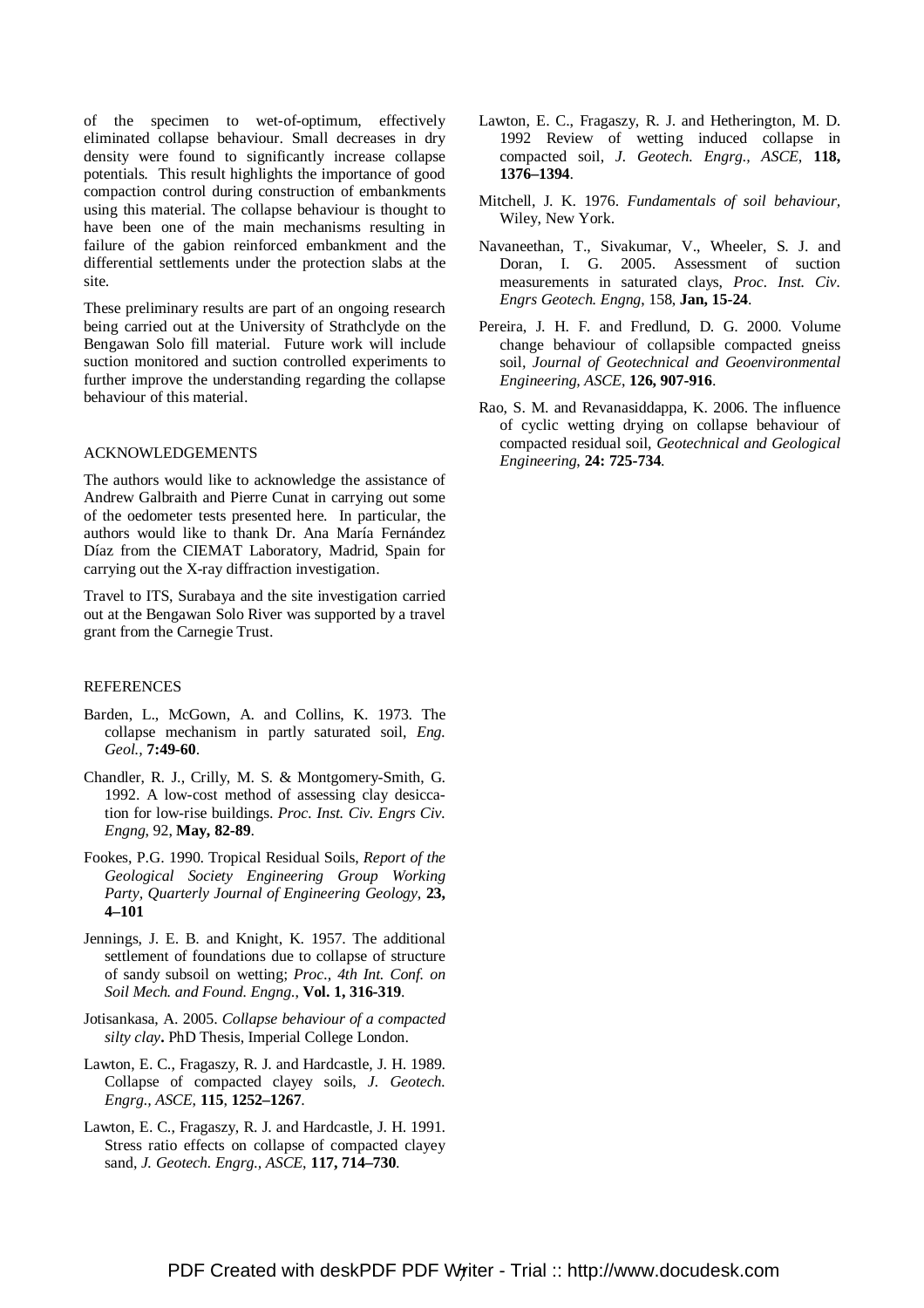of the specimen to wet-of-optimum, effectively eliminated collapse behaviour. Small decreases in dry density were found to significantly increase collapse potentials. This result highlights the importance of good compaction control during construction of embankments using this material. The collapse behaviour is thought to have been one of the main mechanisms resulting in failure of the gabion reinforced embankment and the differential settlements under the protection slabs at the site.

These preliminary results are part of an ongoing research being carried out at the University of Strathclyde on the Bengawan Solo fill material. Future work will include suction monitored and suction controlled experiments to further improve the understanding regarding the collapse behaviour of this material.

## ACKNOWLEDGEMENTS

The authors would like to acknowledge the assistance of Andrew Galbraith and Pierre Cunat in carrying out some of the oedometer tests presented here. In particular, the authors would like to thank Dr. Ana María Fernández Díaz from the CIEMAT Laboratory, Madrid, Spain for carrying out the X-ray diffraction investigation.

Travel to ITS, Surabaya and the site investigation carried out at the Bengawan Solo River was supported by a travel grant from the Carnegie Trust.

## REFERENCES

Barden, L., McGown, A. and Collins, K. 1973. The collapse mechanism in partly saturated soil, *Eng. Geol.,* **7:49-60**.

Chandler, R. J., Crilly, M. S. & Montgomery-Smith, G. 1992. A low-cost method of assessing clay desiccation for low-rise buildings. *Proc. Inst. Civ. Engrs Civ. Engng,* 92, **May, 82-89**.

Fookes, P.G. 1990. Tropical Residual Soils, *Report of the Geological Society Engineering Group Working Party, Quarterly Journal of Engineering Geology*, **23, 4–101**

Jennings, J. E. B. and Knight, K. 1957. The additional settlement of foundations due to collapse of structure of sandy subsoil on wetting; *Proc., 4th Int. Conf. on Soil Mech. and Found. Engng.*, **Vol. 1, 316-319**.

Jotisankasa, A. 2005. *Collapse behaviour of a compacted silty clay***.** PhD Thesis, Imperial College London.

Lawton, E. C., Fragaszy, R. J. and Hardcastle, J. H. 1989. Collapse of compacted clayey soils, *J. Geotech. Engrg., ASCE,* **115**, **1252–1267**.

Lawton, E. C., Fragaszy, R. J. and Hardcastle, J. H. 1991. Stress ratio effects on collapse of compacted clayey sand, *J. Geotech. Engrg., ASCE,* **117, 714–730**.

Lawton, E. C., Fragaszy, R. J. and Hetherington, M. D. 1992 Review of wetting induced collapse in compacted soil, *J. Geotech. Engrg., ASCE,* **118, 1376–1394**.

Mitchell, J. K. 1976. *Fundamentals of soil behaviour,* Wiley, New York.

Navaneethan, T., Sivakumar, V., Wheeler, S. J. and Doran, I. G. 2005. Assessment of suction measurements in saturated clays, *Proc. Inst. Civ. Engrs Geotech. Engng,* 158, **Jan, 15-24**.

Pereira, J. H. F. and Fredlund, D. G. 2000. Volume change behaviour of collapsible compacted gneiss soil, *Journal of Geotechnical and Geoenvironmental Engineering, ASCE,* **126, 907-916**.

Rao, S. M. and Revanasiddappa, K. 2006. The influence of cyclic wetting drying on collapse behaviour of compacted residual soil, *Geotechnical and Geological Engineering,* **24: 725-734**.